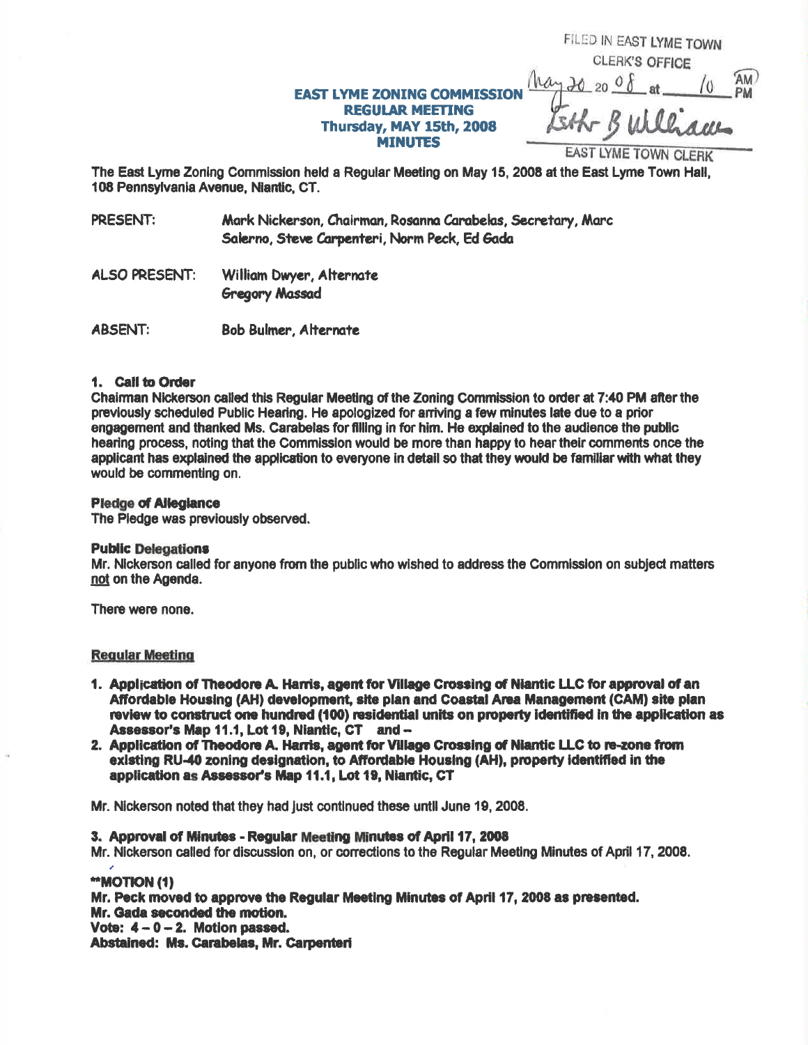FILED IN EAST LYME TOWN CLERK'S OFFICE

May 20 2008 at 10 AM

Esther B Williams

EAST LYME TOWN CLERK

# EAST LYME ZONING COMMISSION
## REGULAR MEETING
## Thursday, MAY 15th, 2008
## MINUTES

The East Lyme Zoning Commission held a Regular Meeting on May 15, 2008 at the East Lyme Town Hall, 108 Pennsylvania Avenue, Niantic, CT.

PRESENT: Mark Nickerson, Chairman, Rosanna Carabelas, Secretary, Marc Salerno, Steve Carpenteri, Norm Peck, Ed Gada

ALSO PRESENT: William Dwyer, Alternate
Gregory Massad

ABSENT: Bob Bulmer, Alternate

**1. Call to Order**
Chairman Nickerson called this Regular Meeting of the Zoning Commission to order at 7:40 PM after the previously scheduled Public Hearing. He apologized for arriving a few minutes late due to a prior engagement and thanked Ms. Carabelas for filling in for him. He explained to the audience the public hearing process, noting that the Commission would be more than happy to hear their comments once the applicant has explained the application to everyone in detail so that they would be familiar with what they would be commenting on.

**Pledge of Allegiance**
The Pledge was previously observed.

**Public Delegations**
Mr. Nickerson called for anyone from the public who wished to address the Commission on subject matters not on the Agenda.

There were none.

**Regular Meeting**

1. **Application of Theodore A. Harris, agent for Village Crossing of Niantic LLC for approval of an Affordable Housing (AH) development, site plan and Coastal Area Management (CAM) site plan review to construct one hundred (100) residential units on property identified in the application as Assessor's Map 11.1, Lot 19, Niantic, CT and –**
2. **Application of Theodore A. Harris, agent for Village Crossing of Niantic LLC to re-zone from existing RU-40 zoning designation, to Affordable Housing (AH), property identified in the application as Assessor's Map 11.1, Lot 19, Niantic, CT**

Mr. Nickerson noted that they had just continued these until June 19, 2008.

**3. Approval of Minutes - Regular Meeting Minutes of April 17, 2008**
Mr. Nickerson called for discussion on, or corrections to the Regular Meeting Minutes of April 17, 2008.

**\*\*MOTION (1)**
**Mr. Peck moved to approve the Regular Meeting Minutes of April 17, 2008 as presented.**
**Mr. Gada seconded the motion.**
**Vote: 4 – 0 – 2. Motion passed.**
**Abstained: Ms. Carabelas, Mr. Carpenteri**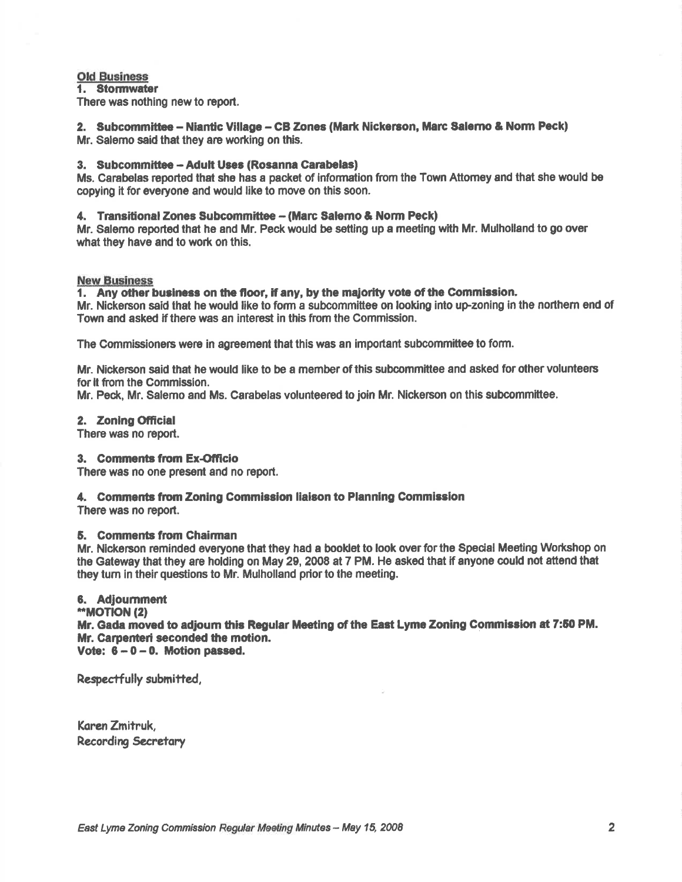## Old Business

**1. Stormwater**

There was nothing new to report.

**2. Subcommittee – Niantic Village – CB Zones (Mark Nickerson, Marc Salerno & Norm Peck)**

Mr. Salerno said that they are working on this.

**3. Subcommittee – Adult Uses (Rosanna Carabelas)**

Ms. Carabelas reported that she has a packet of information from the Town Attorney and that she would be copying it for everyone and would like to move on this soon.

**4. Transitional Zones Subcommittee – (Marc Salerno & Norm Peck)**

Mr. Salerno reported that he and Mr. Peck would be setting up a meeting with Mr. Mulholland to go over what they have and to work on this.

## New Business

**1. Any other business on the floor, if any, by the majority vote of the Commission.**

Mr. Nickerson said that he would like to form a subcommittee on looking into up-zoning in the northern end of Town and asked if there was an interest in this from the Commission.

The Commissioners were in agreement that this was an important subcommittee to form.

Mr. Nickerson said that he would like to be a member of this subcommittee and asked for other volunteers for it from the Commission.

Mr. Peck, Mr. Salerno and Ms. Carabelas volunteered to join Mr. Nickerson on this subcommittee.

**2. Zoning Official**

There was no report.

**3. Comments from Ex-Officio**

There was no one present and no report.

**4. Comments from Zoning Commission liaison to Planning Commission**

There was no report.

**5. Comments from Chairman**

Mr. Nickerson reminded everyone that they had a booklet to look over for the Special Meeting Workshop on the Gateway that they are holding on May 29, 2008 at 7 PM. He asked that if anyone could not attend that they turn in their questions to Mr. Mulholland prior to the meeting.

**6. Adjournment**

****MOTION (2)**

**Mr. Gada moved to adjourn this Regular Meeting of the East Lyme Zoning Commission at 7:50 PM.**
**Mr. Carpenteri seconded the motion.**
**Vote: 6 – 0 – 0. Motion passed.**

Respectfully submitted,

Karen Zmitruk,
Recording Secretary